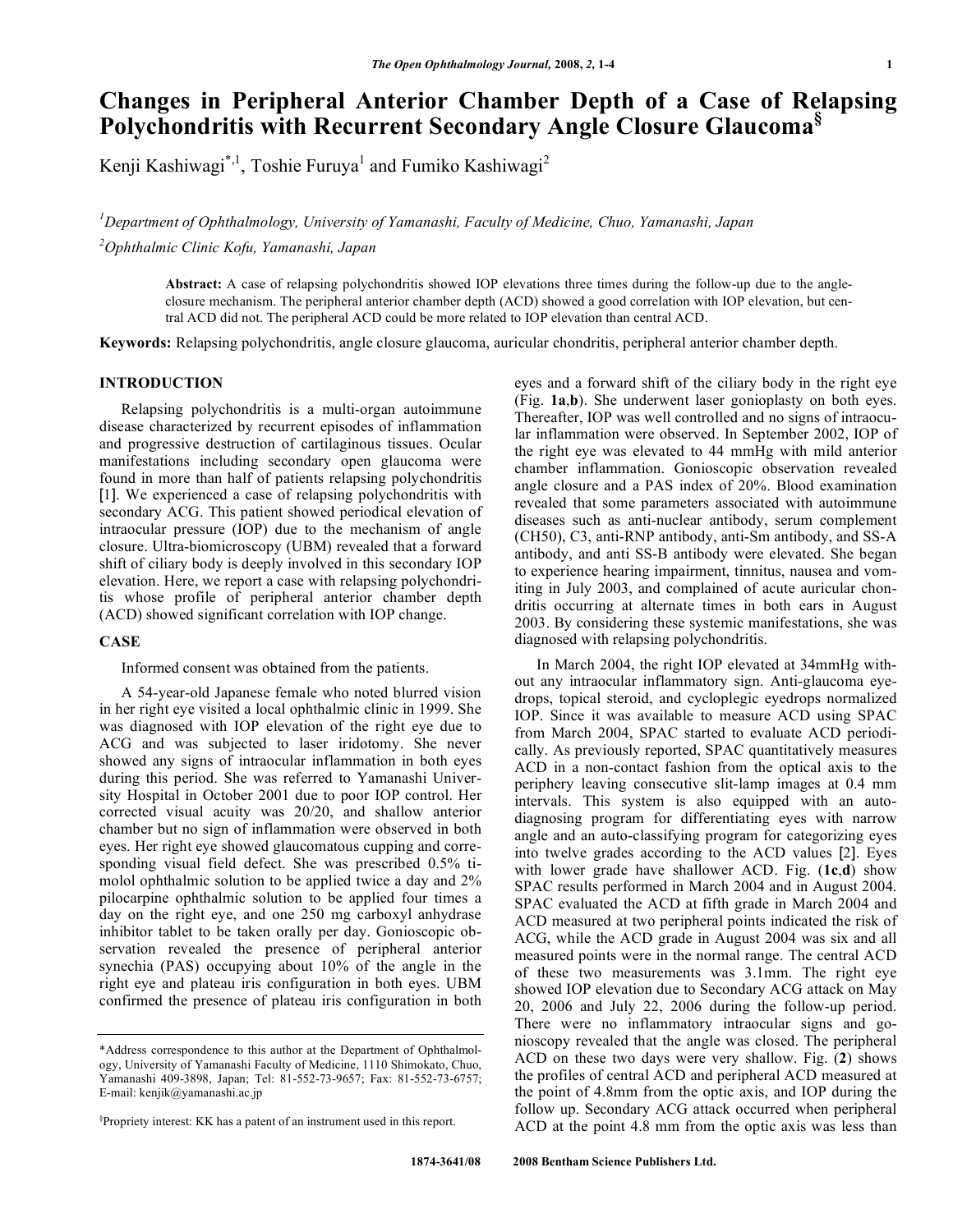# Changes in Peripheral Anterior Chamber Depth of a Case of Relapsing Polychondritis with Recurrent Secondary Angle Closure Glaucoma[§]

Kenji Kashiwagi[*,1], Toshie Furuya[1] and Fumiko Kashiwagi[2]

[1]*Department of Ophthalmology, University of Yamanashi, Faculty of Medicine, Chuo, Yamanashi, Japan*

[2]*Ophthalmic Clinic Kofu, Yamanashi, Japan*

**Abstract:** A case of relapsing polychondritis showed IOP elevations three times during the follow-up due to the angle-closure mechanism. The peripheral anterior chamber depth (ACD) showed a good correlation with IOP elevation, but central ACD did not. The peripheral ACD could be more related to IOP elevation than central ACD.

**Keywords:** Relapsing polychondritis, angle closure glaucoma, auricular chondritis, peripheral anterior chamber depth.

## INTRODUCTION

Relapsing polychondritis is a multi-organ autoimmune disease characterized by recurrent episodes of inflammation and progressive destruction of cartilaginous tissues. Ocular manifestations including secondary open glaucoma were found in more than half of patients relapsing polychondritis [1]. We experienced a case of relapsing polychondritis with secondary ACG. This patient showed periodical elevation of intraocular pressure (IOP) due to the mechanism of angle closure. Ultra-biomicroscopy (UBM) revealed that a forward shift of ciliary body is deeply involved in this secondary IOP elevation. Here, we report a case with relapsing polychondritis whose profile of peripheral anterior chamber depth (ACD) showed significant correlation with IOP change.

## CASE

Informed consent was obtained from the patients.

A 54-year-old Japanese female who noted blurred vision in her right eye visited a local ophthalmic clinic in 1999. She was diagnosed with IOP elevation of the right eye due to ACG and was subjected to laser iridotomy. She never showed any signs of intraocular inflammation in both eyes during this period. She was referred to Yamanashi University Hospital in October 2001 due to poor IOP control. Her corrected visual acuity was 20/20, and shallow anterior chamber but no sign of inflammation were observed in both eyes. Her right eye showed glaucomatous cupping and corresponding visual field defect. She was prescribed 0.5% timolol ophthalmic solution to be applied twice a day and 2% pilocarpine ophthalmic solution to be applied four times a day on the right eye, and one 250 mg carboxyl anhydrase inhibitor tablet to be taken orally per day. Gonioscopic observation revealed the presence of peripheral anterior synechia (PAS) occupying about 10% of the angle in the right eye and plateau iris configuration in both eyes. UBM confirmed the presence of plateau iris configuration in both eyes and a forward shift of the ciliary body in the right eye (Fig. **1a**,**b**). She underwent laser gonioplasty on both eyes. Thereafter, IOP was well controlled and no signs of intraocular inflammation were observed. In September 2002, IOP of the right eye was elevated to 44 mmHg with mild anterior chamber inflammation. Gonioscopic observation revealed angle closure and a PAS index of 20%. Blood examination revealed that some parameters associated with autoimmune diseases such as anti-nuclear antibody, serum complement (CH50), C3, anti-RNP antibody, anti-Sm antibody, and SS-A antibody, and anti SS-B antibody were elevated. She began to experience hearing impairment, tinnitus, nausea and vomiting in July 2003, and complained of acute auricular chondritis occurring at alternate times in both ears in August 2003. By considering these systemic manifestations, she was diagnosed with relapsing polychondritis.

In March 2004, the right IOP elevated at 34mmHg without any intraocular inflammatory sign. Anti-glaucoma eyedrops, topical steroid, and cycloplegic eyedrops normalized IOP. Since it was available to measure ACD using SPAC from March 2004, SPAC started to evaluate ACD periodically. As previously reported, SPAC quantitatively measures ACD in a non-contact fashion from the optical axis to the periphery leaving consecutive slit-lamp images at 0.4 mm intervals. This system is also equipped with an auto-diagnosing program for differentiating eyes with narrow angle and an auto-classifying program for categorizing eyes into twelve grades according to the ACD values [2]. Eyes with lower grade have shallower ACD. Fig. (**1c**,**d**) show SPAC results performed in March 2004 and in August 2004. SPAC evaluated the ACD at fifth grade in March 2004 and ACD measured at two peripheral points indicated the risk of ACG, while the ACD grade in August 2004 was six and all measured points were in the normal range. The central ACD of these two measurements was 3.1mm. The right eye showed IOP elevation due to Secondary ACG attack on May 20, 2006 and July 22, 2006 during the follow-up period. There were no inflammatory intraocular signs and gonioscopy revealed that the angle was closed. The peripheral ACD on these two days were very shallow. Fig. (**2**) shows the profiles of central ACD and peripheral ACD measured at the point of 4.8mm from the optic axis, and IOP during the follow up. Secondary ACG attack occurred when peripheral ACD at the point 4.8 mm from the optic axis was less than

*Address correspondence to this author at the Department of Ophthalmology, University of Yamanashi Faculty of Medicine, 1110 Shimokato, Chuo, Yamanashi 409-3898, Japan; Tel: 81-552-73-9657; Fax: 81-552-73-6757; E-mail: kenjik@yamanashi.ac.jp

[§]Propriety interest: KK has a patent of an instrument used in this report.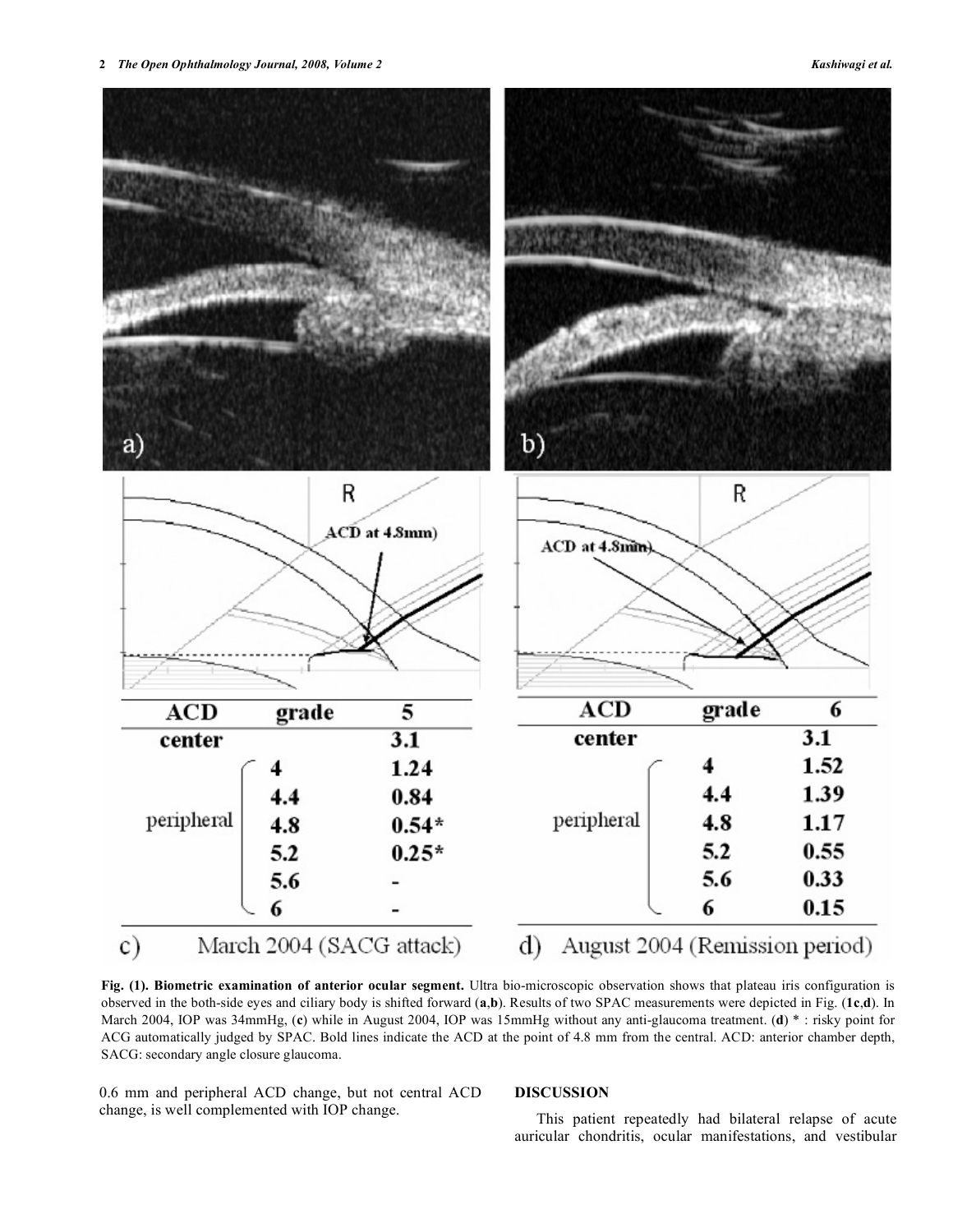| ACD | grade | 5 |
|---|---|---|
| center | | 3.1 |
| peripheral | 4 | 1.24 |
| | 4.4 | 0.84 |
| | 4.8 | 0.54* |
| | 5.2 | 0.25* |
| | 5.6 | - |
| | 6 | - |

c) March 2004 (SACG attack)

| ACD | grade | 6 |
|---|---|---|
| center | | 3.1 |
| peripheral | 4 | 1.52 |
| | 4.4 | 1.39 |
| | 4.8 | 1.17 |
| | 5.2 | 0.55 |
| | 5.6 | 0.33 |
| | 6 | 0.15 |

d) August 2004 (Remission period)

**Fig. (1). Biometric examination of anterior ocular segment.** Ultra bio-microscopic observation shows that plateau iris configuration is observed in the both-side eyes and ciliary body is shifted forward (**a**,**b**). Results of two SPAC measurements were depicted in Fig. (**1c**,**d**). In March 2004, IOP was 34mmHg, (**c**) while in August 2004, IOP was 15mmHg without any anti-glaucoma treatment. (**d**) * : risky point for ACG automatically judged by SPAC. Bold lines indicate the ACD at the point of 4.8 mm from the central. ACD: anterior chamber depth, SACG: secondary angle closure glaucoma.

0.6 mm and peripheral ACD change, but not central ACD change, is well complemented with IOP change.

## DISCUSSION

This patient repeatedly had bilateral relapse of acute auricular chondritis, ocular manifestations, and vestibular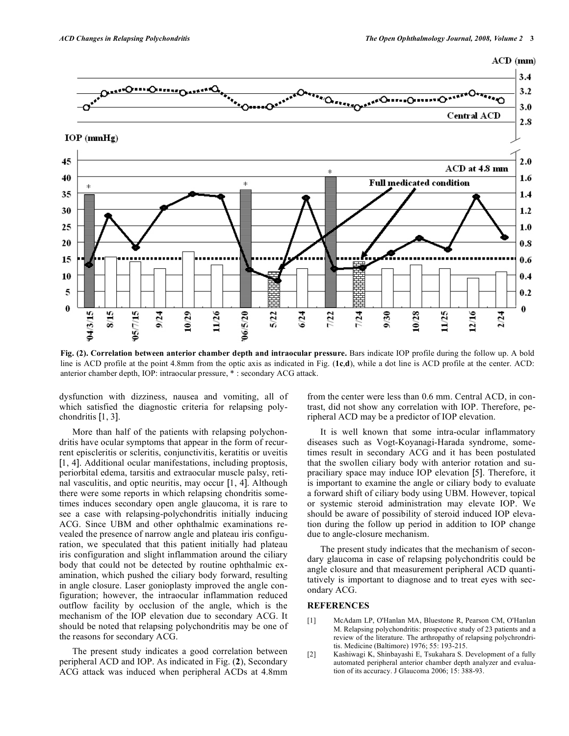**Fig. (2). Correlation between anterior chamber depth and intraocular pressure.** Bars indicate IOP profile during the follow up. A bold line is ACD profile at the point 4.8mm from the optic axis as indicated in Fig. (**1c**,**d**), while a dot line is ACD profile at the center. ACD: anterior chamber depth, IOP: intraocular pressure, * : secondary ACG attack.

dysfunction with dizziness, nausea and vomiting, all of which satisfied the diagnostic criteria for relapsing polychondritis [1, 3].

More than half of the patients with relapsing polychondritis have ocular symptoms that appear in the form of recurrent episcleritis or scleritis, conjunctivitis, keratitis or uveitis [1, 4]. Additional ocular manifestations, including proptosis, periorbital edema, tarsitis and extraocular muscle palsy, retinal vasculitis, and optic neuritis, may occur [1, 4]. Although there were some reports in which relapsing chondritis sometimes induces secondary open angle glaucoma, it is rare to see a case with relapsing-polychondritis initially inducing ACG. Since UBM and other ophthalmic examinations revealed the presence of narrow angle and plateau iris configuration, we speculated that this patient initially had plateau iris configuration and slight inflammation around the ciliary body that could not be detected by routine ophthalmic examination, which pushed the ciliary body forward, resulting in angle closure. Laser gonioplasty improved the angle configuration; however, the intraocular inflammation reduced outflow facility by occlusion of the angle, which is the mechanism of the IOP elevation due to secondary ACG. It should be noted that relapsing polychondritis may be one of the reasons for secondary ACG.

The present study indicates a good correlation between peripheral ACD and IOP. As indicated in Fig. (**2**), Secondary ACG attack was induced when peripheral ACDs at 4.8mm from the center were less than 0.6 mm. Central ACD, in contrast, did not show any correlation with IOP. Therefore, peripheral ACD may be a predictor of IOP elevation.

It is well known that some intra-ocular inflammatory diseases such as Vogt-Koyanagi-Harada syndrome, sometimes result in secondary ACG and it has been postulated that the swollen ciliary body with anterior rotation and supraciliary space may induce IOP elevation [5]. Therefore, it is important to examine the angle or ciliary body to evaluate a forward shift of ciliary body using UBM. However, topical or systemic steroid administration may elevate IOP. We should be aware of possibility of steroid induced IOP elevation during the follow up period in addition to IOP change due to angle-closure mechanism.

The present study indicates that the mechanism of secondary glaucoma in case of relapsing polychondritis could be angle closure and that measurement peripheral ACD quantitatively is important to diagnose and to treat eyes with secondary ACG.

## REFERENCES

[1] McAdam LP, O'Hanlan MA, Bluestone R, Pearson CM, O'Hanlan M. Relapsing polychondritis: prospective study of 23 patients and a review of the literature. The arthropathy of relapsing polychrondritis. Medicine (Baltimore) 1976; 55: 193-215.

[2] Kashiwagi K, Shinbayashi E, Tsukahara S. Development of a fully automated peripheral anterior chamber depth analyzer and evaluation of its accuracy. J Glaucoma 2006; 15: 388-93.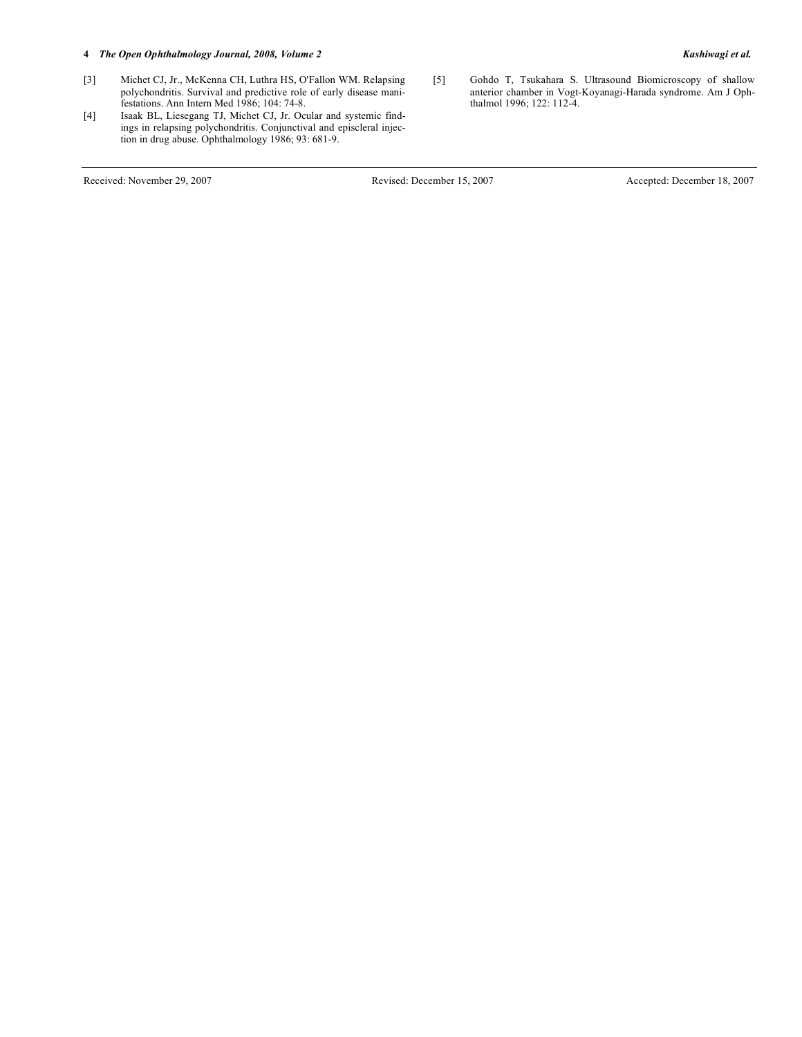[3] Michet CJ, Jr., McKenna CH, Luthra HS, O'Fallon WM. Relapsing polychondritis. Survival and predictive role of early disease manifestations. Ann Intern Med 1986; 104: 74-8.

[4] Isaak BL, Liesegang TJ, Michet CJ, Jr. Ocular and systemic findings in relapsing polychondritis. Conjunctival and episcleral injection in drug abuse. Ophthalmology 1986; 93: 681-9.

[5] Gohdo T, Tsukahara S. Ultrasound Biomicroscopy of shallow anterior chamber in Vogt-Koyanagi-Harada syndrome. Am J Ophthalmol 1996; 122: 112-4.

Received: November 29, 2007 Revised: December 15, 2007 Accepted: December 18, 2007